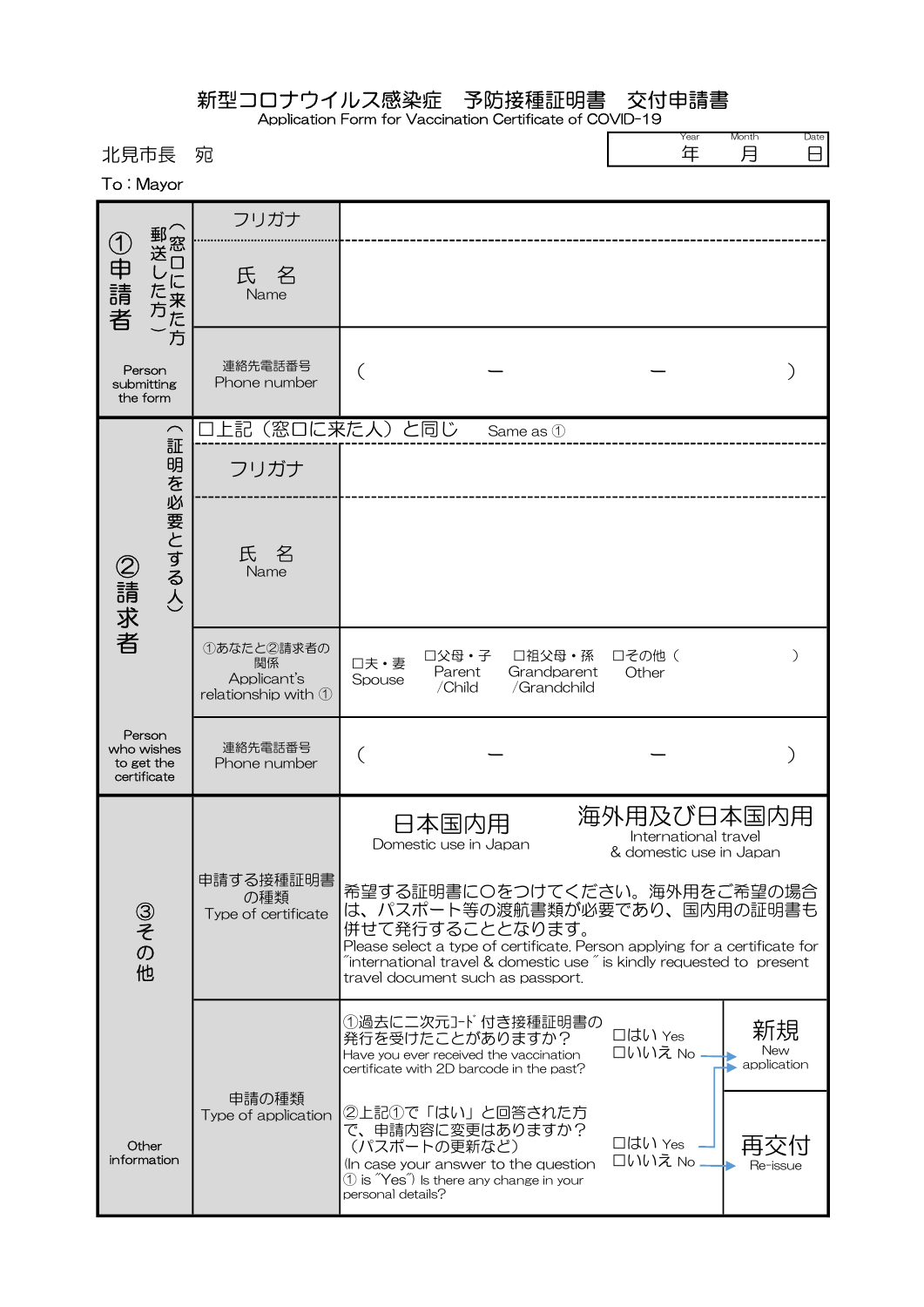# 新型コロナウイルス感染症　予防接種証明書　交付申請書

Application Form for Vaccination Certificate of COVID-19

| Year | Month | Date |
|---|---|---|
| 年 | 月 | 日 |

北見市長　宛

To：Mayor

| | | |
|---|---|---|
| ①申請者（窓口に来た方 郵送した方） Person submitting the form | フリガナ | |
| | 氏　名 Name | |
| | 連絡先電話番号 Phone number | （　　　－　　　－　　　） |
| ②請求者（証明を必要とする人） Person who wishes to get the certificate | □上記（窓口に来た人）と同じ　Same as ① | |
| | フリガナ | |
| | 氏　名 Name | |
| | ①あなたと②請求者の関係 Applicant's relationship with ① | □夫・妻 Spouse　□父母・子 Parent /Child　□祖父母・孫 Grandparent /Grandchild　□その他（　　　） Other |
| | 連絡先電話番号 Phone number | （　　　－　　　－　　　） |
| ③その他 Other information | 申請する接種証明書の種類 Type of certificate | 日本国内用 Domestic use in Japan　／　海外用及び日本国内用 International travel & domestic use in Japan<br>希望する証明書に○をつけてください。海外用をご希望の場合は、パスポート等の渡航書類が必要であり、国内用の証明書も併せて発行することとなります。<br>Please select a type of certificate. Person applying for a certificate for "international travel & domestic use" is kindly requested to present travel document such as passport. |
| | 申請の種類 Type of application | ①過去に二次元ｺｰﾄﾞ付き接種証明書の発行を受けたことがありますか？ Have you ever received the vaccination certificate with 2D barcode in the past?　□はい Yes　□いいえ No → 新規 New application<br>②上記①で「はい」と回答された方で、申請内容に変更はありますか？（パスポートの更新など） (In case your answer to the question ① is "Yes") Is there any change in your personal details?　□はい Yes → 新規 New application　□いいえ No → 再交付 Re-issue |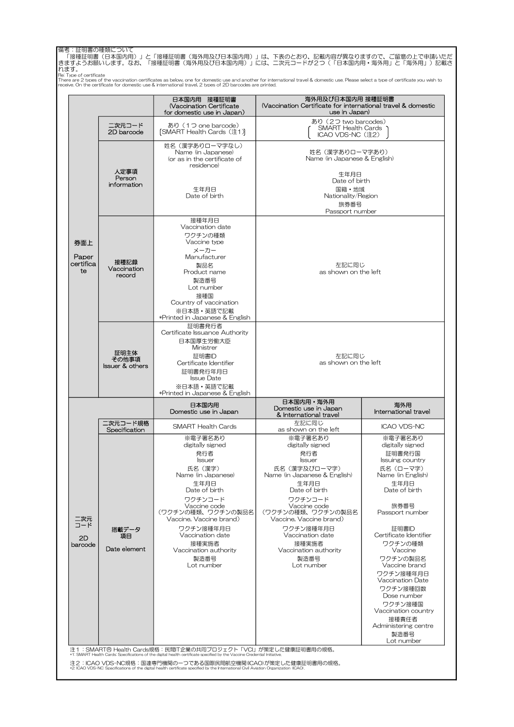備考：証明書の種類について
「接種証明書（日本国内用）」と「接種証明書（海外用及び日本国内用）」は、下表のとおり、記載内容が異なりますので、ご留意の上で申請いただきますようお願いします。なお、「接種証明書（海外用及び日本国内用）」には、二次元コードが２つ（「日本国内用・海外用」と「海外用」）記載されます。

Re: Type of certificate
There are 2 types of the vaccination certificates as below, one for domestic use and another for international travel & domestic use. Please select a type of certificate you wish to receive. On the certificate for domestic use & international travel, 2 types of 2D barcodes are printed.

| | | 日本国内用　接種証明書 (Vaccination Certificate for domestic use in Japan) | 海外用及び日本国内用 接種証明書 (Vaccination Certificate for international travel & domestic use in Japan) | |
|---|---|---|---|---|
| 券面上 Paper certificate | 二次元コード 2D barcode | あり（１つ one barcode）［SMART Health Cards（注1）］ | あり（２つ two barcodes）［SMART Health Cards / ICAO VDS-NC（注2）］ | |
| | 人定事項 Person information | 姓名（漢字ありローマ字なし） Name (in Japanese) (or as in the certificate of residence)<br>生年月日 Date of birth | 姓名（漢字ありローマ字あり） Name (in Japanese & English)<br>生年月日 Date of birth<br>国籍・地域 Nationality/Region<br>旅券番号 Passport number | |
| | 接種記録 Vaccination record | 接種年月日 Vaccination date<br>ワクチンの種類 Vaccine type<br>メーカー Manufacturer<br>製品名 Product name<br>製造番号 Lot number<br>接種国 Country of vaccination<br>※日本語・英語で記載 *Printed in Japanese & English | 左記に同じ as shown on the left | |
| | 証明主体 その他事項 Issuer & others | 証明書発行者 Certificate Issuance Authority<br>日本国厚生労働大臣 Ministrer<br>証明書ID Certificate Identifier<br>証明書発行年月日 Issue Date<br>※日本語・英語で記載 *Printed in Japanese & English | 左記に同じ as shown on the left | |
| 二次元コード 2D barcode | | 日本国内用 Domestic use in Japan | 日本国内用・海外用 Domestic use in Japan & International travel | 海外用 International travel |
| | 二次元コード規格 Specification | SMART Health Cards | 左記に同じ as shown on the left | ICAO VDS-NC |
| | 搭載データ項目 Date element | ※電子署名あり digitally signed<br>発行者 Issuer<br>氏名（漢字） Name (in Japanese)<br>生年月日 Date of birth<br>ワクチンコード Vaccine code （ワクチンの種類、ワクチンの製品名 Vaccine, Vaccine brand）<br>ワクチン接種年月日 Vaccination date<br>接種実施者 Vaccination authority<br>製造番号 Lot number | ※電子署名あり digitally signed<br>発行者 Issuer<br>氏名（漢字及びローマ字） Name (in Japanese & English)<br>生年月日 Date of birth<br>ワクチンコード Vaccine code （ワクチンの種類、ワクチンの製品名 Vaccine, Vaccine brand）<br>ワクチン接種年月日 Vaccination date<br>接種実施者 Vaccination authority<br>製造番号 Lot number | ※電子署名あり digitally signed<br>証明書発行国 Issuing country<br>氏名（ローマ字） Name (in English)<br>生年月日 Date of birth<br>旅券番号 Passport number<br>証明書ID Certificate Identifier<br>ワクチンの種類 Vaccine<br>ワクチンの製品名 Vaccine brand<br>ワクチン接種年月日 Vaccination Date<br>ワクチン接種回数 Dose number<br>ワクチン接種国 Vaccination country<br>接種責任者 Administering centre<br>製造番号 Lot number |

注１：SMART® Health Cards規格：民間IT企業の共同プロジェクト「VCI」が策定した健康証明書用の規格。
*1: SMART Health Cards: Specifications of the digital health certificate specified by the Vaccine Credential Initiative.

注２：ICAO VDS-NC規格：国連専門機関の一つである国際民間航空機関(ICAO)が策定した健康証明書用の規格。
*2: ICAO VDS-NC: Specifications of the digital health certificate specified by the International Civil Aviation Organization (ICAO).